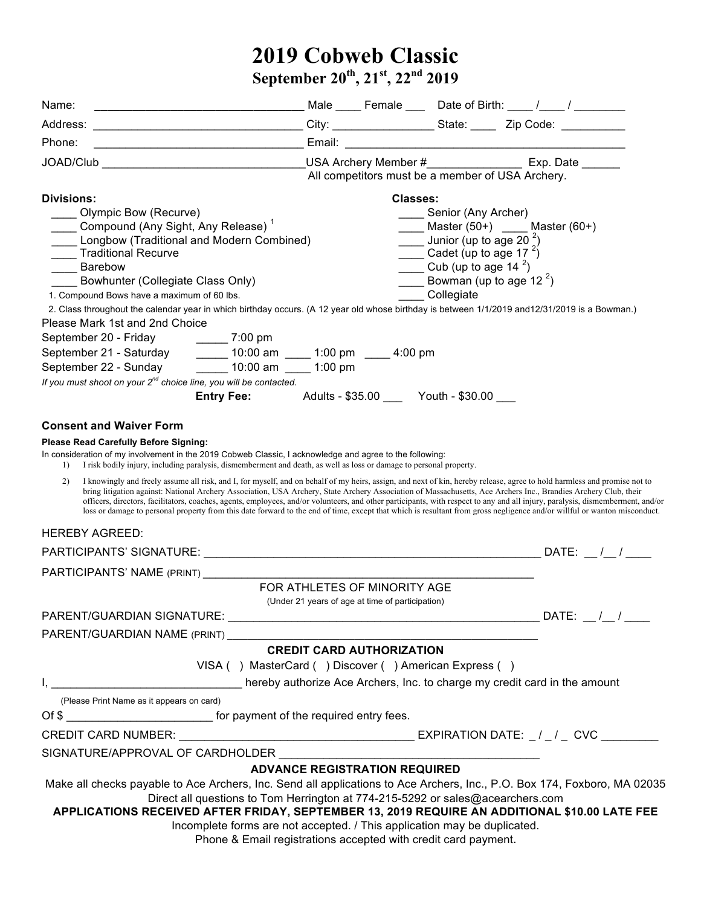# 2019 Cobweb Classic

## September 20th, 21st, 22nd 2019

Name: ______________________________ Male ____ Female ___ Date of Birth: ____ /____ / ________

Address: ______________________________ City: ________________ State: ____ Zip Code: __________

Phone: ______________________________ Email: ____________________________________________

JOAD/Club ______________________________ USA Archery Member #_______________ Exp. Date ______

All competitors must be a member of USA Archery.

**Divisions:**

- ____ Olympic Bow (Recurve)
- ____ Compound (Any Sight, Any Release) [1]
- ____ Longbow (Traditional and Modern Combined)
- ____ Traditional Recurve
- ____ Barebow
- ____ Bowhunter (Collegiate Class Only)

**Classes:**

- ____ Senior (Any Archer)
- ____ Master (50+) ____ Master (60+)
- ____ Junior (up to age 20 [2])
- ____ Cadet (up to age 17 [2])
- ____ Cub (up to age 14 [2])
- ____ Bowman (up to age 12 [2])
- ____ Collegiate

1. Compound Bows have a maximum of 60 lbs.
2. Class throughout the calendar year in which birthday occurs. (A 12 year old whose birthday is between 1/1/2019 and12/31/2019 is a Bowman.)

Please Mark 1st and 2nd Choice

September 20 - Friday _____ 7:00 pm

September 21 - Saturday _____ 10:00 am ____ 1:00 pm ____ 4:00 pm

September 22 - Sunday _____ 10:00 am ____ 1:00 pm

*If you must shoot on your 2nd choice line, you will be contacted.*

**Entry Fee:** Adults - $35.00 ___ Youth - $30.00 ___

### Consent and Waiver Form

**Please Read Carefully Before Signing:**

In consideration of my involvement in the 2019 Cobweb Classic, I acknowledge and agree to the following:

1) I risk bodily injury, including paralysis, dismemberment and death, as well as loss or damage to personal property.
2) I knowingly and freely assume all risk, and I, for myself, and on behalf of my heirs, assign, and next of kin, hereby release, agree to hold harmless and promise not to bring litigation against: National Archery Association, USA Archery, State Archery Association of Massachusetts, Ace Archers Inc., Brandies Archery Club, their officers, directors, facilitators, coaches, agents, employees, and/or volunteers, and other participants, with respect to any and all injury, paralysis, dismemberment, and/or loss or damage to personal property from this date forward to the end of time, except that which is resultant from gross negligence and/or willful or wanton misconduct.

HEREBY AGREED:

PARTICIPANTS' SIGNATURE: ____________________________________________ DATE: __ /__ / ____

PARTICIPANTS' NAME (PRINT) ____________________________________________

FOR ATHLETES OF MINORITY AGE

(Under 21 years of age at time of participation)

PARENT/GUARDIAN SIGNATURE: ____________________________________________ DATE: __ /__ / ____

PARENT/GUARDIAN NAME (PRINT) ____________________________________________

**CREDIT CARD AUTHORIZATION**

VISA ( ) MasterCard ( ) Discover ( ) American Express ( )

I, ______________________________ hereby authorize Ace Archers, Inc. to charge my credit card in the amount

(Please Print Name as it appears on card)

Of $ _______________________ for payment of the required entry fees.

CREDIT CARD NUMBER: ____________________________________ EXPIRATION DATE: _ / _ / _ CVC _________

SIGNATURE/APPROVAL OF CARDHOLDER ________________________________________

**ADVANCE REGISTRATION REQUIRED**

Make all checks payable to Ace Archers, Inc. Send all applications to Ace Archers, Inc., P.O. Box 174, Foxboro, MA 02035

Direct all questions to Tom Herrington at 774-215-5292 or sales@acearchers.com

**APPLICATIONS RECEIVED AFTER FRIDAY, SEPTEMBER 13, 2019 REQUIRE AN ADDITIONAL $10.00 LATE FEE**

Incomplete forms are not accepted. / This application may be duplicated.

Phone & Email registrations accepted with credit card payment**.**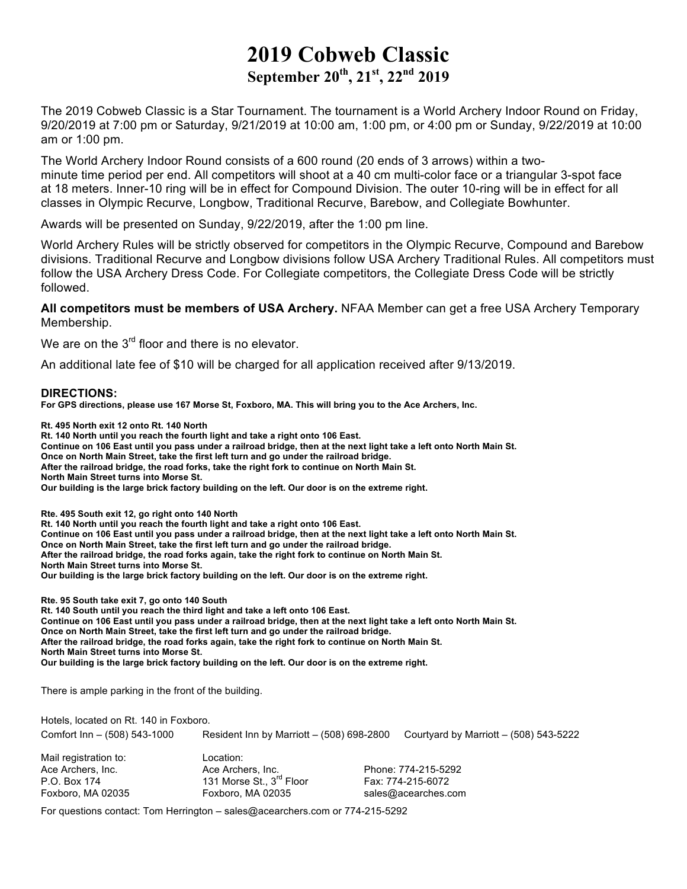# 2019 Cobweb Classic

## September 20th, 21st, 22nd 2019

The 2019 Cobweb Classic is a Star Tournament. The tournament is a World Archery Indoor Round on Friday, 9/20/2019 at 7:00 pm or Saturday, 9/21/2019 at 10:00 am, 1:00 pm, or 4:00 pm or Sunday, 9/22/2019 at 10:00 am or 1:00 pm.

The World Archery Indoor Round consists of a 600 round (20 ends of 3 arrows) within a two-minute time period per end. All competitors will shoot at a 40 cm multi-color face or a triangular 3-spot face at 18 meters. Inner-10 ring will be in effect for Compound Division. The outer 10-ring will be in effect for all classes in Olympic Recurve, Longbow, Traditional Recurve, Barebow, and Collegiate Bowhunter.

Awards will be presented on Sunday, 9/22/2019, after the 1:00 pm line.

World Archery Rules will be strictly observed for competitors in the Olympic Recurve, Compound and Barebow divisions. Traditional Recurve and Longbow divisions follow USA Archery Traditional Rules. All competitors must follow the USA Archery Dress Code. For Collegiate competitors, the Collegiate Dress Code will be strictly followed.

**All competitors must be members of USA Archery.** NFAA Member can get a free USA Archery Temporary Membership.

We are on the 3rd floor and there is no elevator.

An additional late fee of $10 will be charged for all application received after 9/13/2019.

**DIRECTIONS:**

**For GPS directions, please use 167 Morse St, Foxboro, MA. This will bring you to the Ace Archers, Inc.**

**Rt. 495 North exit 12 onto Rt. 140 North**
**Rt. 140 North until you reach the fourth light and take a right onto 106 East.**
**Continue on 106 East until you pass under a railroad bridge, then at the next light take a left onto North Main St.**
**Once on North Main Street, take the first left turn and go under the railroad bridge.**
**After the railroad bridge, the road forks, take the right fork to continue on North Main St.**
**North Main Street turns into Morse St.**
**Our building is the large brick factory building on the left. Our door is on the extreme right.**

**Rte. 495 South exit 12, go right onto 140 North**
**Rt. 140 North until you reach the fourth light and take a right onto 106 East.**
**Continue on 106 East until you pass under a railroad bridge, then at the next light take a left onto North Main St.**
**Once on North Main Street, take the first left turn and go under the railroad bridge.**
**After the railroad bridge, the road forks again, take the right fork to continue on North Main St.**
**North Main Street turns into Morse St.**
**Our building is the large brick factory building on the left. Our door is on the extreme right.**

**Rte. 95 South take exit 7, go onto 140 South**
**Rt. 140 South until you reach the third light and take a left onto 106 East.**
**Continue on 106 East until you pass under a railroad bridge, then at the next light take a left onto North Main St.**
**Once on North Main Street, take the first left turn and go under the railroad bridge.**
**After the railroad bridge, the road forks again, take the right fork to continue on North Main St.**
**North Main Street turns into Morse St.**
**Our building is the large brick factory building on the left. Our door is on the extreme right.**

There is ample parking in the front of the building.

Hotels, located on Rt. 140 in Foxboro.

Comfort Inn – (508) 543-1000    Resident Inn by Marriott – (508) 698-2800    Courtyard by Marriott – (508) 543-5222

| | | |
|---|---|---|
| Mail registration to:<br>Ace Archers, Inc.<br>P.O. Box 174<br>Foxboro, MA 02035 | Location:<br>Ace Archers, Inc.<br>131 Morse St., 3rd Floor<br>Foxboro, MA 02035 | <br>Phone: 774-215-5292<br>Fax: 774-215-6072<br>sales@acearches.com |

For questions contact: Tom Herrington – sales@acearchers.com or 774-215-5292